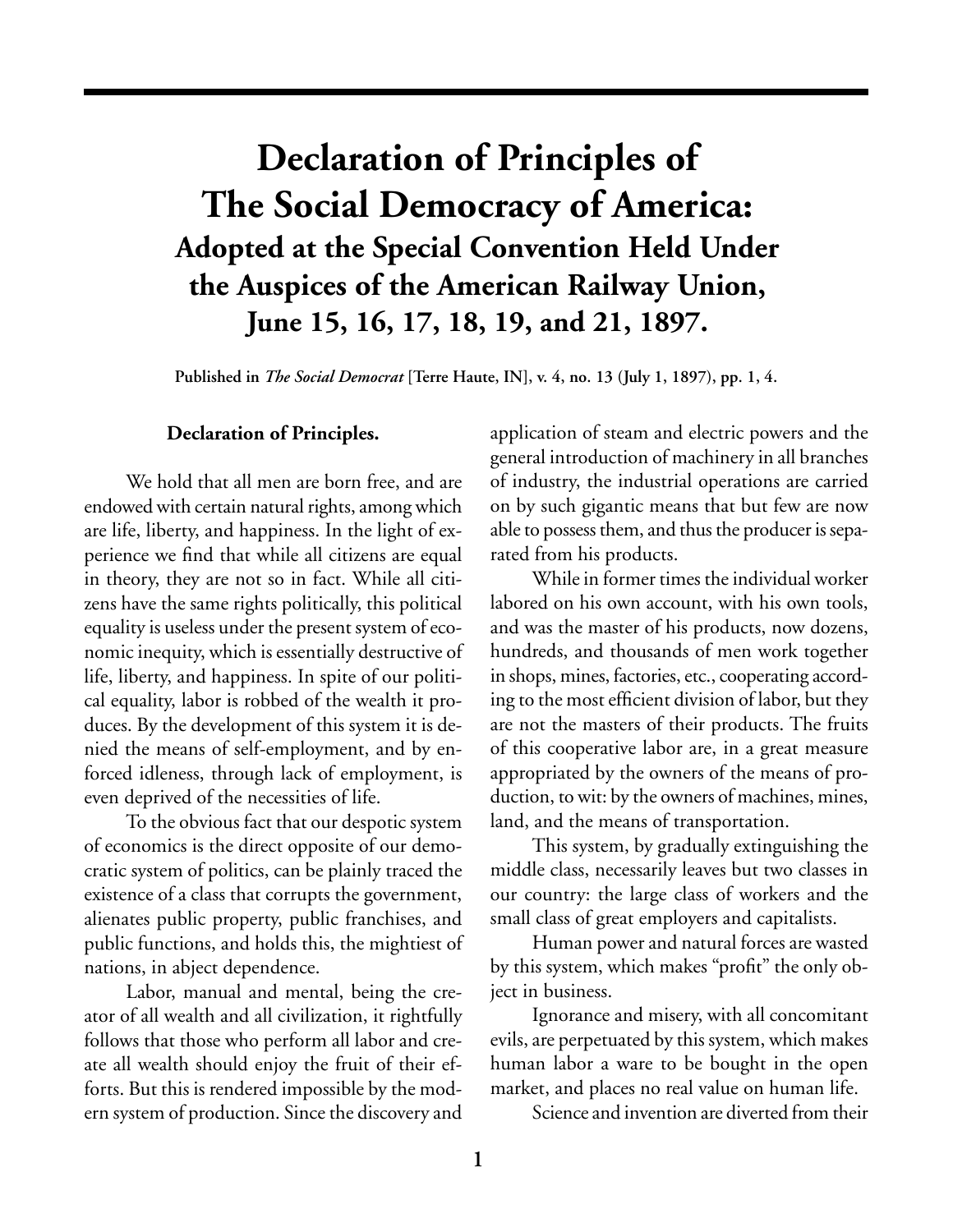# Declaration of Principles of The Social Democracy of America:

## Adopted at the Special Convention Held Under the Auspices of the American Railway Union, June 15, 16, 17, 18, 19, and 21, 1897.

**Published in *The Social Democrat* [Terre Haute, IN], v. 4, no. 13 (July 1, 1897), pp. 1, 4.**

### Declaration of Principles.

We hold that all men are born free, and are endowed with certain natural rights, among which are life, liberty, and happiness. In the light of experience we find that while all citizens are equal in theory, they are not so in fact. While all citizens have the same rights politically, this political equality is useless under the present system of economic inequity, which is essentially destructive of life, liberty, and happiness. In spite of our political equality, labor is robbed of the wealth it produces. By the development of this system it is denied the means of self-employment, and by enforced idleness, through lack of employment, is even deprived of the necessities of life.

To the obvious fact that our despotic system of economics is the direct opposite of our democratic system of politics, can be plainly traced the existence of a class that corrupts the government, alienates public property, public franchises, and public functions, and holds this, the mightiest of nations, in abject dependence.

Labor, manual and mental, being the creator of all wealth and all civilization, it rightfully follows that those who perform all labor and create all wealth should enjoy the fruit of their efforts. But this is rendered impossible by the modern system of production. Since the discovery and application of steam and electric powers and the general introduction of machinery in all branches of industry, the industrial operations are carried on by such gigantic means that but few are now able to possess them, and thus the producer is separated from his products.

While in former times the individual worker labored on his own account, with his own tools, and was the master of his products, now dozens, hundreds, and thousands of men work together in shops, mines, factories, etc., cooperating according to the most efficient division of labor, but they are not the masters of their products. The fruits of this cooperative labor are, in a great measure appropriated by the owners of the means of production, to wit: by the owners of machines, mines, land, and the means of transportation.

This system, by gradually extinguishing the middle class, necessarily leaves but two classes in our country: the large class of workers and the small class of great employers and capitalists.

Human power and natural forces are wasted by this system, which makes "profit" the only object in business.

Ignorance and misery, with all concomitant evils, are perpetuated by this system, which makes human labor a ware to be bought in the open market, and places no real value on human life.

Science and invention are diverted from their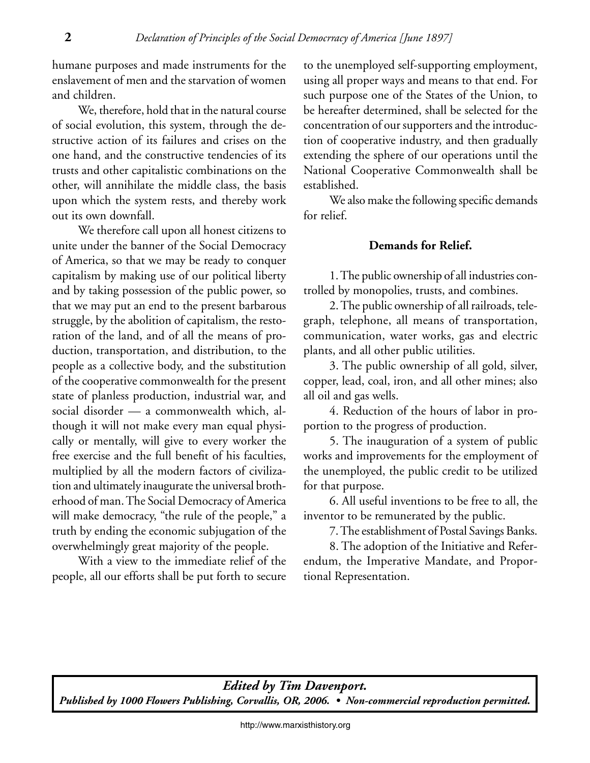humane purposes and made instruments for the enslavement of men and the starvation of women and children.

We, therefore, hold that in the natural course of social evolution, this system, through the destructive action of its failures and crises on the one hand, and the constructive tendencies of its trusts and other capitalistic combinations on the other, will annihilate the middle class, the basis upon which the system rests, and thereby work out its own downfall.

We therefore call upon all honest citizens to unite under the banner of the Social Democracy of America, so that we may be ready to conquer capitalism by making use of our political liberty and by taking possession of the public power, so that we may put an end to the present barbarous struggle, by the abolition of capitalism, the restoration of the land, and of all the means of production, transportation, and distribution, to the people as a collective body, and the substitution of the cooperative commonwealth for the present state of planless production, industrial war, and social disorder — a commonwealth which, although it will not make every man equal physically or mentally, will give to every worker the free exercise and the full benefit of his faculties, multiplied by all the modern factors of civilization and ultimately inaugurate the universal brotherhood of man. The Social Democracy of America will make democracy, "the rule of the people," a truth by ending the economic subjugation of the overwhelmingly great majority of the people.

With a view to the immediate relief of the people, all our efforts shall be put forth to secure to the unemployed self-supporting employment, using all proper ways and means to that end. For such purpose one of the States of the Union, to be hereafter determined, shall be selected for the concentration of our supporters and the introduction of cooperative industry, and then gradually extending the sphere of our operations until the National Cooperative Commonwealth shall be established.

We also make the following specific demands for relief.

**Demands for Relief.**

1. The public ownership of all industries controlled by monopolies, trusts, and combines.

2. The public ownership of all railroads, telegraph, telephone, all means of transportation, communication, water works, gas and electric plants, and all other public utilities.

3. The public ownership of all gold, silver, copper, lead, coal, iron, and all other mines; also all oil and gas wells.

4. Reduction of the hours of labor in proportion to the progress of production.

5. The inauguration of a system of public works and improvements for the employment of the unemployed, the public credit to be utilized for that purpose.

6. All useful inventions to be free to all, the inventor to be remunerated by the public.

7. The establishment of Postal Savings Banks.

8. The adoption of the Initiative and Referendum, the Imperative Mandate, and Proportional Representation.

***Edited by Tim Davenport.***
***Published by 1000 Flowers Publishing, Corvallis, OR, 2006. • Non-commercial reproduction permitted.***